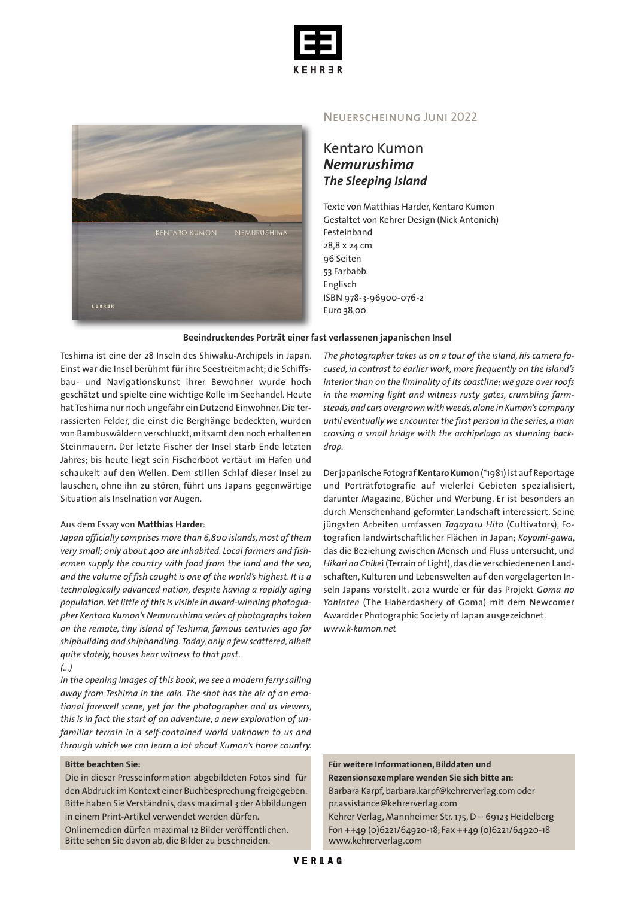Neuerscheinung Juni 2022

# Kentaro Kumon
## *Nemurushima*
### *The Sleeping Island*

Texte von Matthias Harder, Kentaro Kumon
Gestaltet von Kehrer Design (Nick Antonich)
Festeinband
28,8 x 24 cm
96 Seiten
53 Farbabb.
Englisch
ISBN 978-3-96900-076-2
Euro 38,00

**Beeindruckendes Porträt einer fast verlassenen japanischen Insel**

Teshima ist eine der 28 Inseln des Shiwaku-Archipels in Japan. Einst war die Insel berühmt für ihre Seestreitmacht; die Schiffsbau- und Navigationskunst ihrer Bewohner wurde hoch geschätzt und spielte eine wichtige Rolle im Seehandel. Heute hat Teshima nur noch ungefähr ein Dutzend Einwohner. Die terrassierten Felder, die einst die Berghänge bedeckten, wurden von Bambuswäldern verschluckt, mitsamt den noch erhaltenen Steinmauern. Der letzte Fischer der Insel starb Ende letzten Jahres; bis heute liegt sein Fischerboot vertäut im Hafen und schaukelt auf den Wellen. Dem stillen Schlaf dieser Insel zu lauschen, ohne ihn zu stören, führt uns Japans gegenwärtige Situation als Inselnation vor Augen.

Aus dem Essay von **Matthias Harde**r:

*Japan officially comprises more than 6,800 islands, most of them very small; only about 400 are inhabited. Local farmers and fishermen supply the country with food from the land and the sea, and the volume of fish caught is one of the world's highest. It is a technologically advanced nation, despite having a rapidly aging population. Yet little of this is visible in award-winning photographer Kentaro Kumon's Nemurushima series of photographs taken on the remote, tiny island of Teshima, famous centuries ago for shipbuilding and shiphandling. Today, only a few scattered, albeit quite stately, houses bear witness to that past.*

*(...)*

*In the opening images of this book, we see a modern ferry sailing away from Teshima in the rain. The shot has the air of an emotional farewell scene, yet for the photographer and us viewers, this is in fact the start of an adventure, a new exploration of unfamiliar terrain in a self-contained world unknown to us and through which we can learn a lot about Kumon's home country.*

*The photographer takes us on a tour of the island, his camera focused, in contrast to earlier work, more frequently on the island's interior than on the liminality of its coastline; we gaze over roofs in the morning light and witness rusty gates, crumbling farmsteads, and cars overgrown with weeds, alone in Kumon's company until eventually we encounter the first person in the series, a man crossing a small bridge with the archipelago as stunning backdrop.*

Der japanische Fotograf **Kentaro Kumon** (*1981) ist auf Reportage und Porträtfotografie auf vielerlei Gebieten spezialisiert, darunter Magazine, Bücher und Werbung. Er ist besonders an durch Menschenhand geformter Landschaft interessiert. Seine jüngsten Arbeiten umfassen *Tagayasu Hito* (Cultivators), Fotografien landwirtschaftlicher Flächen in Japan; *Koyomi-gawa*, das die Beziehung zwischen Mensch und Fluss untersucht, und *Hikari no Chike*i (Terrain of Light), das die verschiedenenen Landschaften, Kulturen und Lebenswelten auf den vorgelagerten Inseln Japans vorstellt. 2012 wurde er für das Projekt *Goma no Yohinten* (The Haberdashery of Goma) mit dem Newcomer Awardder Photographic Society of Japan ausgezeichnet.
*www.k-kumon.net*

**Bitte beachten Sie:**
Die in dieser Presseinformation abgebildeten Fotos sind für den Abdruck im Kontext einer Buchbesprechung freigegeben. Bitte haben Sie Verständnis, dass maximal 3 der Abbildungen in einem Print-Artikel verwendet werden dürfen. Onlinemedien dürfen maximal 12 Bilder veröffentlichen. Bitte sehen Sie davon ab, die Bilder zu beschneiden.

**Für weitere Informationen, Bilddaten und Rezensionsexemplare wenden Sie sich bitte an:**
Barbara Karpf, barbara.karpf@kehrerverlag.com oder pr.assistance@kehrerverlag.com
Kehrer Verlag, Mannheimer Str. 175, D – 69123 Heidelberg
Fon ++49 (0)6221/64920-18, Fax ++49 (0)6221/64920-18
www.kehrerverlag.com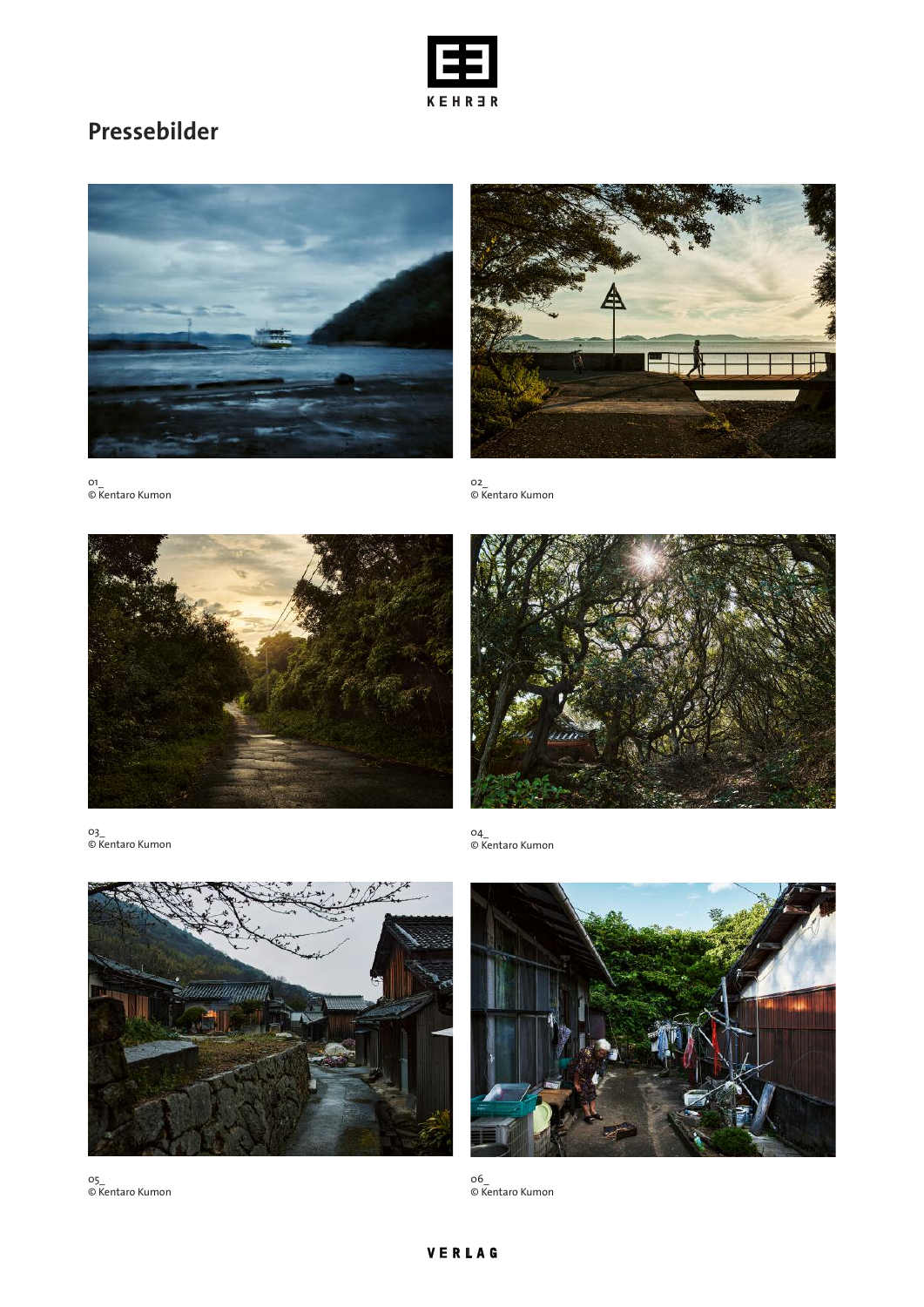# Pressebilder

01_
© Kentaro Kumon

02_
© Kentaro Kumon

03_
© Kentaro Kumon

04_
© Kentaro Kumon

05_
© Kentaro Kumon

06_
© Kentaro Kumon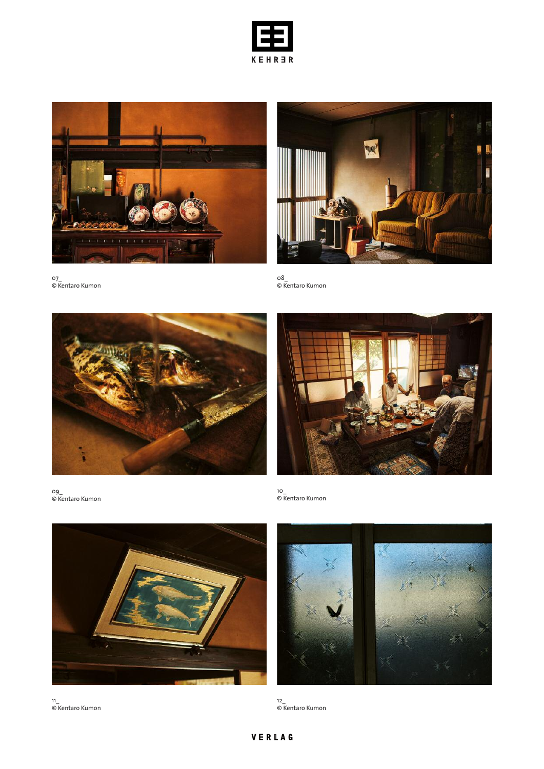07_
© Kentaro Kumon

08_
© Kentaro Kumon

09_
© Kentaro Kumon

10_
© Kentaro Kumon

11_
© Kentaro Kumon

12_
© Kentaro Kumon